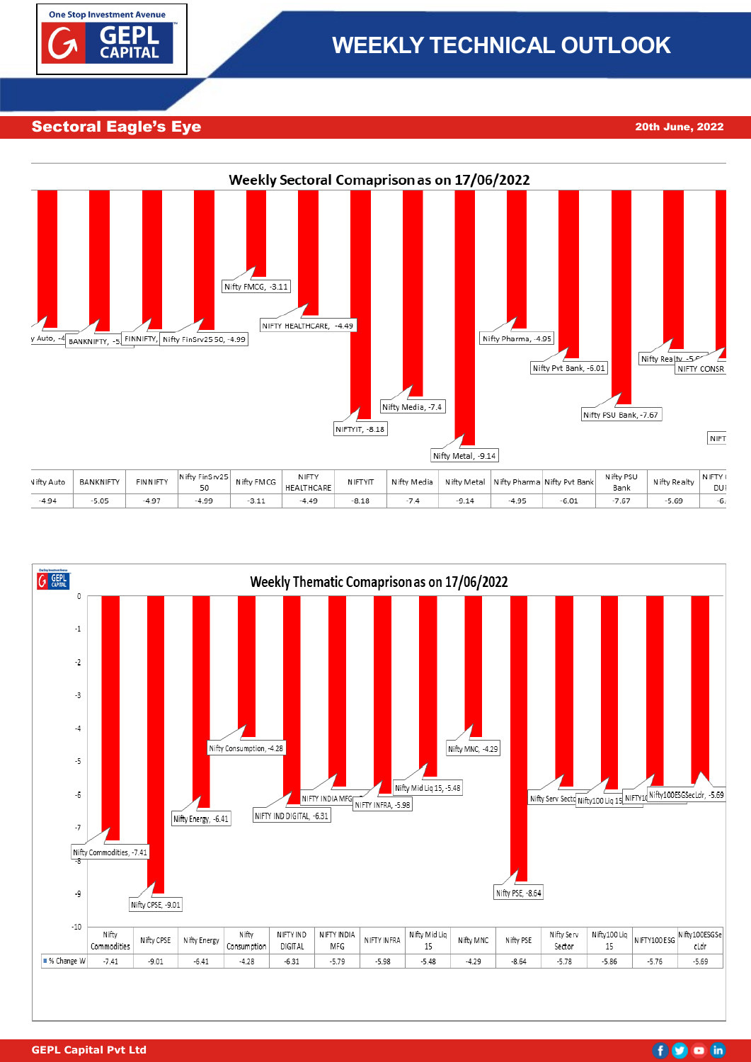# WEEKLY TECHNICAL OUTLOOK

## Sectoral Eagle's Eye

20th June, 2022

### Weekly Sectoral Comaprison as on 17/06/2022

| Nifty Auto | BANKNIFTY | FINNIFTY | Nifty FinSrv25 50 | Nifty FMCG | NIFTY HEALTHCARE | NIFTYIT | Nifty Media | Nifty Metal | Nifty Pharma | Nifty Pvt Bank | Nifty PSU Bank | Nifty Realty | NIFTY CONSR DUR |
|---|---|---|---|---|---|---|---|---|---|---|---|---|---|
| -4.94 | -5.05 | -4.97 | -4.99 | -3.11 | -4.49 | -8.18 | -7.4 | -9.14 | -4.95 | -6.01 | -7.67 | -5.69 | -6. |

### Weekly Thematic Comaprison as on 17/06/2022

| | Nifty Commodities | Nifty CPSE | Nifty Energy | Nifty Consumption | NIFTY IND DIGITAL | NIFTY INDIA MFG | NIFTY INFRA | Nifty Mid Liq 15 | Nifty MNC | Nifty PSE | Nifty Serv Sector | Nifty100 Liq 15 | NIFTY100 ESG | Nifty100ESGSecLdr |
|---|---|---|---|---|---|---|---|---|---|---|---|---|---|---|
| % Change W | -7.41 | -9.01 | -6.41 | -4.28 | -6.31 | -5.79 | -5.98 | -5.48 | -4.29 | -8.64 | -5.78 | -5.86 | -5.76 | -5.69 |

GEPL Capital Pvt Ltd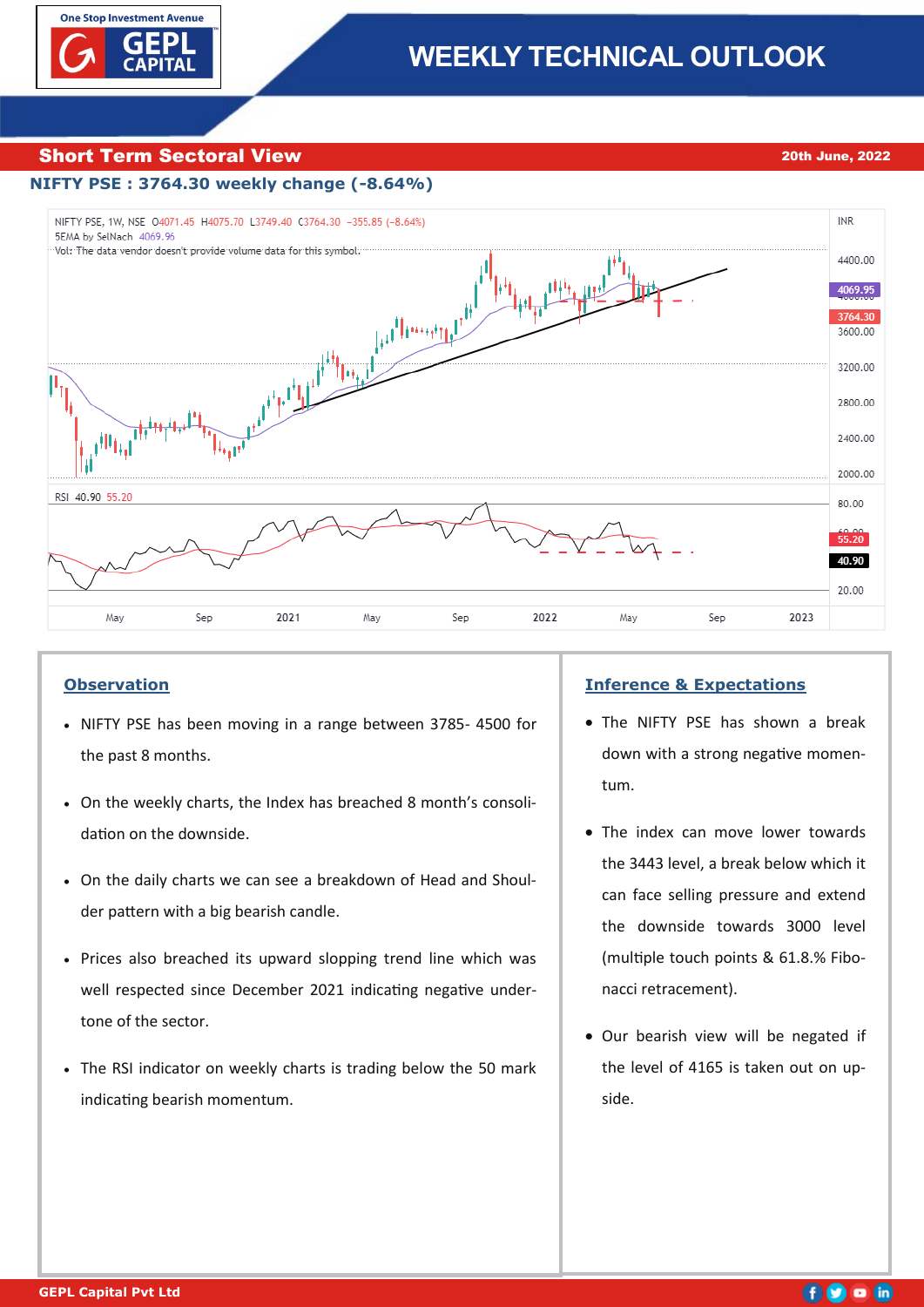# WEEKLY TECHNICAL OUTLOOK

## Short Term Sectoral View

20th June, 2022

**NIFTY PSE : 3764.30 weekly change (-8.64%)**

NIFTY PSE, 1W, NSE O4071.45 H4075.70 L3749.40 C3764.30 −355.85 (−8.64%)
5EMA by SelNach 4069.96
Vol: The data vendor doesn't provide volume data for this symbol.

RSI 40.90 55.20

### Observation

- NIFTY PSE has been moving in a range between 3785- 4500 for the past 8 months.
- On the weekly charts, the Index has breached 8 month's consolidation on the downside.
- On the daily charts we can see a breakdown of Head and Shoulder pattern with a big bearish candle.
- Prices also breached its upward sloping trend line which was well respected since December 2021 indicating negative undertone of the sector.
- The RSI indicator on weekly charts is trading below the 50 mark indicating bearish momentum.

### Inference & Expectations

- The NIFTY PSE has shown a break down with a strong negative momentum.
- The index can move lower towards the 3443 level, a break below which it can face selling pressure and extend the downside towards 3000 level (multiple touch points & 61.8.% Fibonacci retracement).
- Our bearish view will be negated if the level of 4165 is taken out on upside.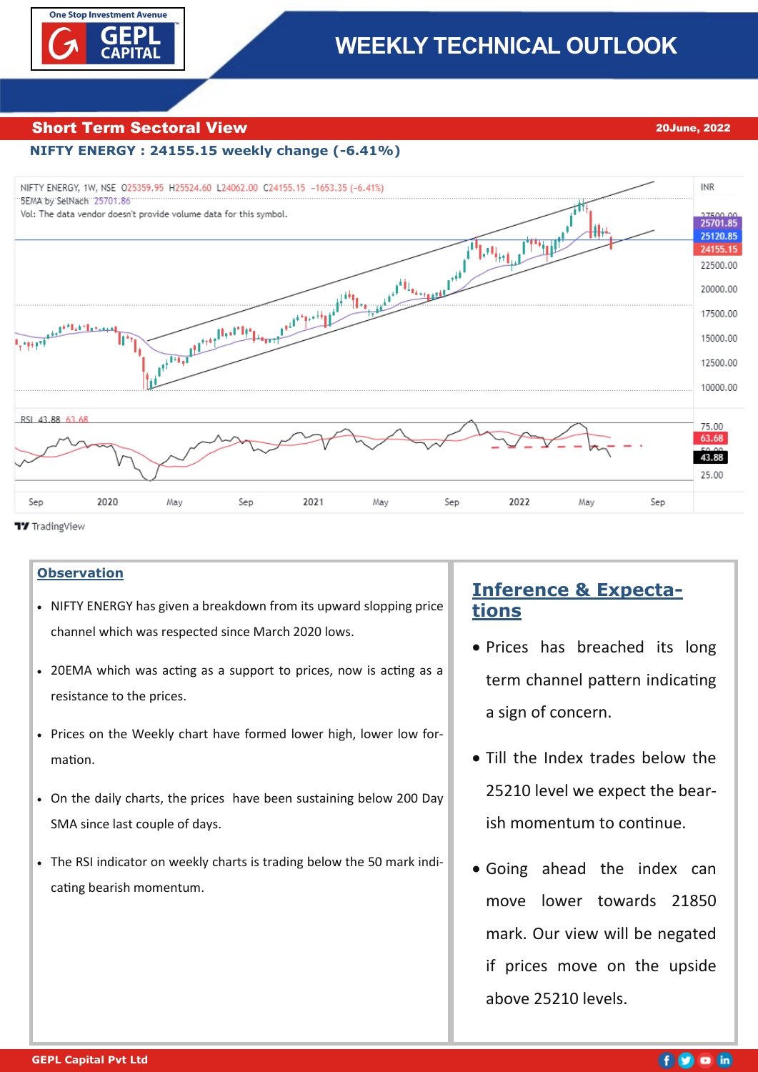# WEEKLY TECHNICAL OUTLOOK

## Short Term Sectoral View

20June, 2022

**NIFTY ENERGY : 24155.15 weekly change (-6.41%)**

## Observation

- NIFTY ENERGY has given a breakdown from its upward slopping price channel which was respected since March 2020 lows.
- 20EMA which was acting as a support to prices, now is acting as a resistance to the prices.
- Prices on the Weekly chart have formed lower high, lower low formation.
- On the daily charts, the prices have been sustaining below 200 Day SMA since last couple of days.
- The RSI indicator on weekly charts is trading below the 50 mark indicating bearish momentum.

## Inference & Expectations

- Prices has breached its long term channel pattern indicating a sign of concern.
- Till the Index trades below the 25210 level we expect the bearish momentum to continue.
- Going ahead the index can move lower towards 21850 mark. Our view will be negated if prices move on the upside above 25210 levels.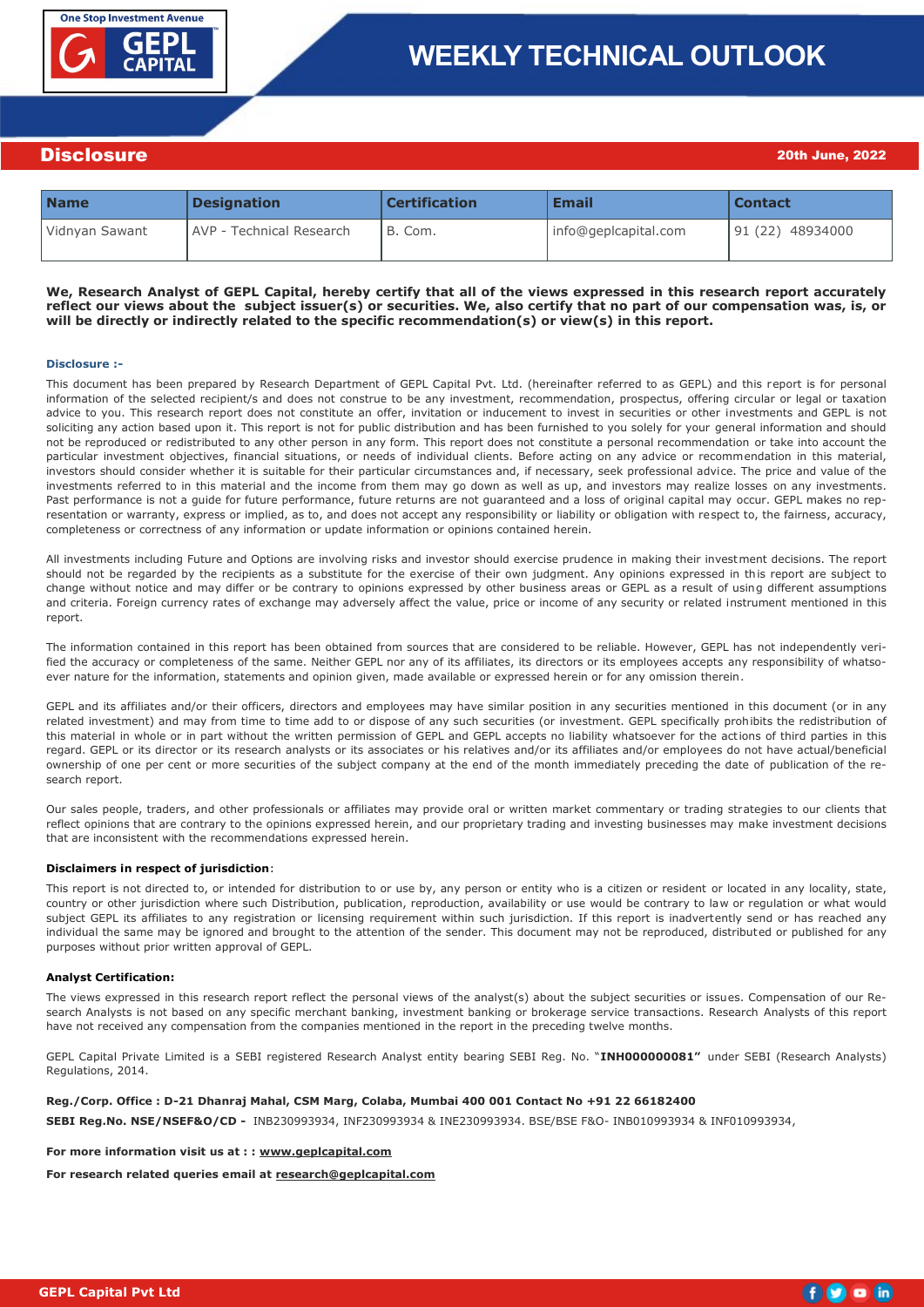# WEEKLY TECHNICAL OUTLOOK

## Disclosure

20th June, 2022

| Name | Designation | Certification | Email | Contact |
|---|---|---|---|---|
| Vidnyan Sawant | AVP - Technical Research | B. Com. | info@geplcapital.com | 91 (22) 48934000 |

**We, Research Analyst of GEPL Capital, hereby certify that all of the views expressed in this research report accurately reflect our views about the subject issuer(s) or securities. We, also certify that no part of our compensation was, is, or will be directly or indirectly related to the specific recommendation(s) or view(s) in this report.**

**Disclosure :-**

This document has been prepared by Research Department of GEPL Capital Pvt. Ltd. (hereinafter referred to as GEPL) and this report is for personal information of the selected recipient/s and does not construe to be any investment, recommendation, prospectus, offering circular or legal or taxation advice to you. This research report does not constitute an offer, invitation or inducement to invest in securities or other investments and GEPL is not soliciting any action based upon it. This report is not for public distribution and has been furnished to you solely for your general information and should not be reproduced or redistributed to any other person in any form. This report does not constitute a personal recommendation or take into account the particular investment objectives, financial situations, or needs of individual clients. Before acting on any advice or recommendation in this material, investors should consider whether it is suitable for their particular circumstances and, if necessary, seek professional advice. The price and value of the investments referred to in this material and the income from them may go down as well as up, and investors may realize losses on any investments. Past performance is not a guide for future performance, future returns are not guaranteed and a loss of original capital may occur. GEPL makes no representation or warranty, express or implied, as to, and does not accept any responsibility or liability or obligation with respect to, the fairness, accuracy, completeness or correctness of any information or update information or opinions contained herein.

All investments including Future and Options are involving risks and investor should exercise prudence in making their investment decisions. The report should not be regarded by the recipients as a substitute for the exercise of their own judgment. Any opinions expressed in this report are subject to change without notice and may differ or be contrary to opinions expressed by other business areas or GEPL as a result of using different assumptions and criteria. Foreign currency rates of exchange may adversely affect the value, price or income of any security or related instrument mentioned in this report.

The information contained in this report has been obtained from sources that are considered to be reliable. However, GEPL has not independently verified the accuracy or completeness of the same. Neither GEPL nor any of its affiliates, its directors or its employees accepts any responsibility of whatsoever nature for the information, statements and opinion given, made available or expressed herein or for any omission therein.

GEPL and its affiliates and/or their officers, directors and employees may have similar position in any securities mentioned in this document (or in any related investment) and may from time to time add to or dispose of any such securities (or investment. GEPL specifically prohibits the redistribution of this material in whole or in part without the written permission of GEPL and GEPL accepts no liability whatsoever for the actions of third parties in this regard. GEPL or its director or its research analysts or its associates or his relatives and/or its affiliates and/or employees do not have actual/beneficial ownership of one per cent or more securities of the subject company at the end of the month immediately preceding the date of publication of the research report.

Our sales people, traders, and other professionals or affiliates may provide oral or written market commentary or trading strategies to our clients that reflect opinions that are contrary to the opinions expressed herein, and our proprietary trading and investing businesses may make investment decisions that are inconsistent with the recommendations expressed herein.

**Disclaimers in respect of jurisdiction**:

This report is not directed to, or intended for distribution to or use by, any person or entity who is a citizen or resident or located in any locality, state, country or other jurisdiction where such Distribution, publication, reproduction, availability or use would be contrary to law or regulation or what would subject GEPL its affiliates to any registration or licensing requirement within such jurisdiction. If this report is inadvertently send or has reached any individual the same may be ignored and brought to the attention of the sender. This document may not be reproduced, distributed or published for any purposes without prior written approval of GEPL.

**Analyst Certification:**

The views expressed in this research report reflect the personal views of the analyst(s) about the subject securities or issues. Compensation of our Research Analysts is not based on any specific merchant banking, investment banking or brokerage service transactions. Research Analysts of this report have not received any compensation from the companies mentioned in the report in the preceding twelve months.

GEPL Capital Private Limited is a SEBI registered Research Analyst entity bearing SEBI Reg. No. "**INH000000081"** under SEBI (Research Analysts) Regulations, 2014.

**Reg./Corp. Office : D-21 Dhanraj Mahal, CSM Marg, Colaba, Mumbai 400 001 Contact No +91 22 66182400**

**SEBI Reg.No. NSE/NSEF&O/CD -** INB230993934, INF230993934 & INE230993934. BSE/BSE F&O- INB010993934 & INF010993934,

**For more information visit us at : : www.geplcapital.com**

**For research related queries email at research@geplcapital.com**